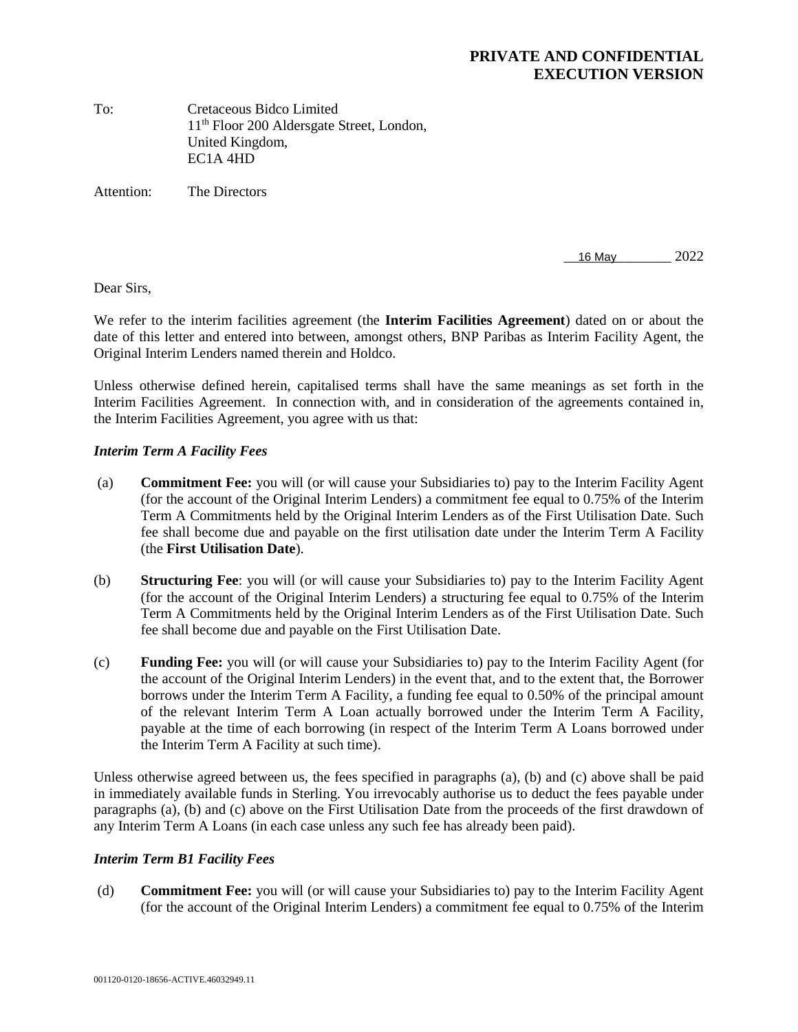**PRIVATE AND CONFIDENTIAL**
**EXECUTION VERSION**

To: Cretaceous Bidco Limited
11th Floor 200 Aldersgate Street, London,
United Kingdom,
EC1A 4HD

Attention: The Directors

16 May 2022

Dear Sirs,

We refer to the interim facilities agreement (the **Interim Facilities Agreement**) dated on or about the date of this letter and entered into between, amongst others, BNP Paribas as Interim Facility Agent, the Original Interim Lenders named therein and Holdco.

Unless otherwise defined herein, capitalised terms shall have the same meanings as set forth in the Interim Facilities Agreement. In connection with, and in consideration of the agreements contained in, the Interim Facilities Agreement, you agree with us that:

***Interim Term A Facility Fees***

(a) **Commitment Fee:** you will (or will cause your Subsidiaries to) pay to the Interim Facility Agent (for the account of the Original Interim Lenders) a commitment fee equal to 0.75% of the Interim Term A Commitments held by the Original Interim Lenders as of the First Utilisation Date. Such fee shall become due and payable on the first utilisation date under the Interim Term A Facility (the **First Utilisation Date**).

(b) **Structuring Fee**: you will (or will cause your Subsidiaries to) pay to the Interim Facility Agent (for the account of the Original Interim Lenders) a structuring fee equal to 0.75% of the Interim Term A Commitments held by the Original Interim Lenders as of the First Utilisation Date. Such fee shall become due and payable on the First Utilisation Date.

(c) **Funding Fee:** you will (or will cause your Subsidiaries to) pay to the Interim Facility Agent (for the account of the Original Interim Lenders) in the event that, and to the extent that, the Borrower borrows under the Interim Term A Facility, a funding fee equal to 0.50% of the principal amount of the relevant Interim Term A Loan actually borrowed under the Interim Term A Facility, payable at the time of each borrowing (in respect of the Interim Term A Loans borrowed under the Interim Term A Facility at such time).

Unless otherwise agreed between us, the fees specified in paragraphs (a), (b) and (c) above shall be paid in immediately available funds in Sterling. You irrevocably authorise us to deduct the fees payable under paragraphs (a), (b) and (c) above on the First Utilisation Date from the proceeds of the first drawdown of any Interim Term A Loans (in each case unless any such fee has already been paid).

***Interim Term B1 Facility Fees***

(d) **Commitment Fee:** you will (or will cause your Subsidiaries to) pay to the Interim Facility Agent (for the account of the Original Interim Lenders) a commitment fee equal to 0.75% of the Interim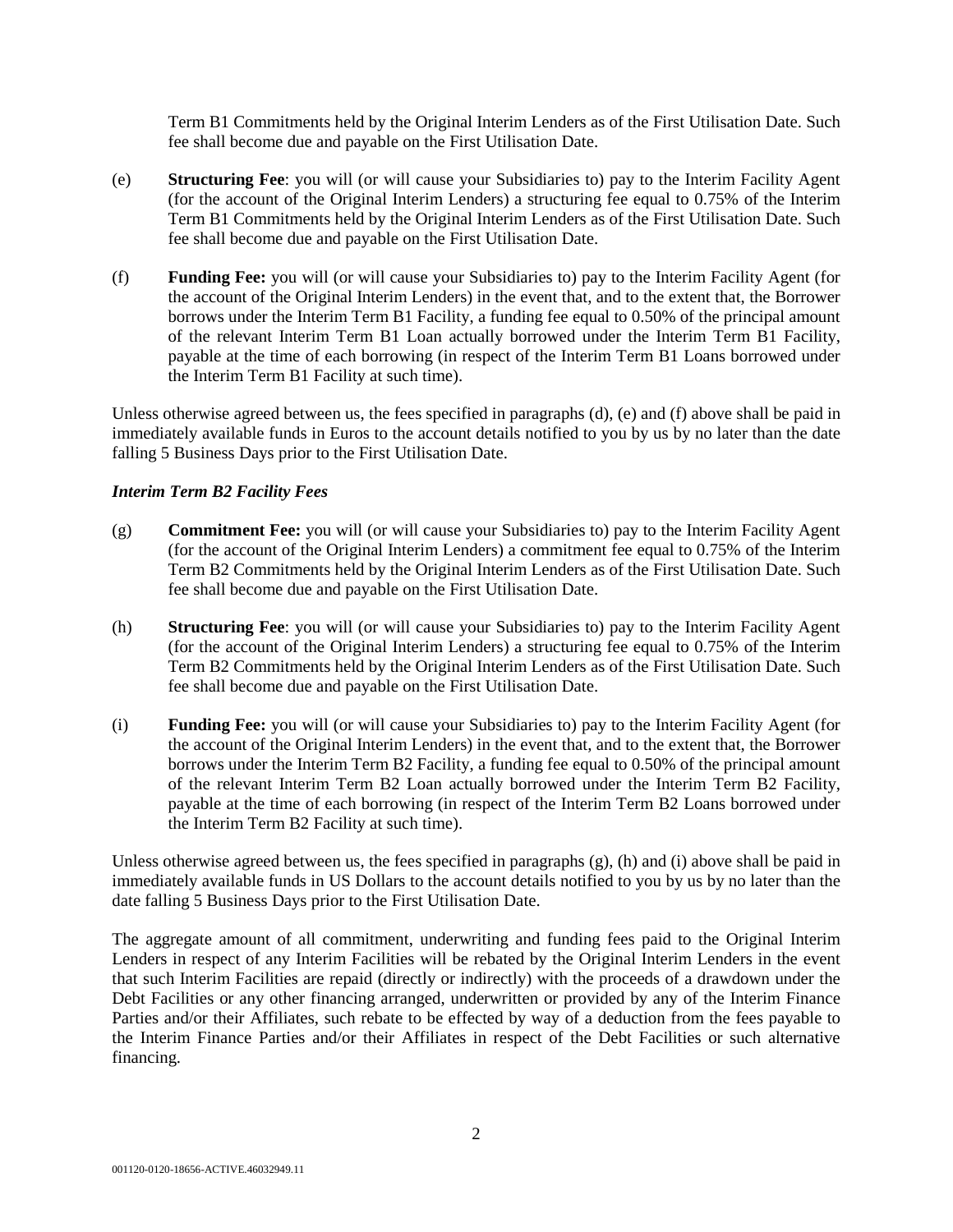Term B1 Commitments held by the Original Interim Lenders as of the First Utilisation Date. Such fee shall become due and payable on the First Utilisation Date.

(e) **Structuring Fee**: you will (or will cause your Subsidiaries to) pay to the Interim Facility Agent (for the account of the Original Interim Lenders) a structuring fee equal to 0.75% of the Interim Term B1 Commitments held by the Original Interim Lenders as of the First Utilisation Date. Such fee shall become due and payable on the First Utilisation Date.

(f) **Funding Fee:** you will (or will cause your Subsidiaries to) pay to the Interim Facility Agent (for the account of the Original Interim Lenders) in the event that, and to the extent that, the Borrower borrows under the Interim Term B1 Facility, a funding fee equal to 0.50% of the principal amount of the relevant Interim Term B1 Loan actually borrowed under the Interim Term B1 Facility, payable at the time of each borrowing (in respect of the Interim Term B1 Loans borrowed under the Interim Term B1 Facility at such time).

Unless otherwise agreed between us, the fees specified in paragraphs (d), (e) and (f) above shall be paid in immediately available funds in Euros to the account details notified to you by us by no later than the date falling 5 Business Days prior to the First Utilisation Date.

***Interim Term B2 Facility Fees***

(g) **Commitment Fee:** you will (or will cause your Subsidiaries to) pay to the Interim Facility Agent (for the account of the Original Interim Lenders) a commitment fee equal to 0.75% of the Interim Term B2 Commitments held by the Original Interim Lenders as of the First Utilisation Date. Such fee shall become due and payable on the First Utilisation Date.

(h) **Structuring Fee**: you will (or will cause your Subsidiaries to) pay to the Interim Facility Agent (for the account of the Original Interim Lenders) a structuring fee equal to 0.75% of the Interim Term B2 Commitments held by the Original Interim Lenders as of the First Utilisation Date. Such fee shall become due and payable on the First Utilisation Date.

(i) **Funding Fee:** you will (or will cause your Subsidiaries to) pay to the Interim Facility Agent (for the account of the Original Interim Lenders) in the event that, and to the extent that, the Borrower borrows under the Interim Term B2 Facility, a funding fee equal to 0.50% of the principal amount of the relevant Interim Term B2 Loan actually borrowed under the Interim Term B2 Facility, payable at the time of each borrowing (in respect of the Interim Term B2 Loans borrowed under the Interim Term B2 Facility at such time).

Unless otherwise agreed between us, the fees specified in paragraphs (g), (h) and (i) above shall be paid in immediately available funds in US Dollars to the account details notified to you by us by no later than the date falling 5 Business Days prior to the First Utilisation Date.

The aggregate amount of all commitment, underwriting and funding fees paid to the Original Interim Lenders in respect of any Interim Facilities will be rebated by the Original Interim Lenders in the event that such Interim Facilities are repaid (directly or indirectly) with the proceeds of a drawdown under the Debt Facilities or any other financing arranged, underwritten or provided by any of the Interim Finance Parties and/or their Affiliates, such rebate to be effected by way of a deduction from the fees payable to the Interim Finance Parties and/or their Affiliates in respect of the Debt Facilities or such alternative financing.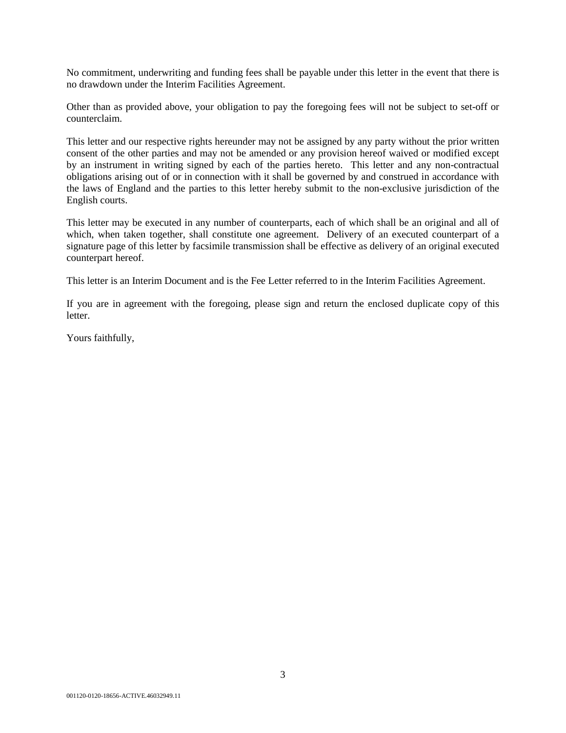No commitment, underwriting and funding fees shall be payable under this letter in the event that there is no drawdown under the Interim Facilities Agreement.

Other than as provided above, your obligation to pay the foregoing fees will not be subject to set-off or counterclaim.

This letter and our respective rights hereunder may not be assigned by any party without the prior written consent of the other parties and may not be amended or any provision hereof waived or modified except by an instrument in writing signed by each of the parties hereto. This letter and any non-contractual obligations arising out of or in connection with it shall be governed by and construed in accordance with the laws of England and the parties to this letter hereby submit to the non-exclusive jurisdiction of the English courts.

This letter may be executed in any number of counterparts, each of which shall be an original and all of which, when taken together, shall constitute one agreement. Delivery of an executed counterpart of a signature page of this letter by facsimile transmission shall be effective as delivery of an original executed counterpart hereof.

This letter is an Interim Document and is the Fee Letter referred to in the Interim Facilities Agreement.

If you are in agreement with the foregoing, please sign and return the enclosed duplicate copy of this letter.

Yours faithfully,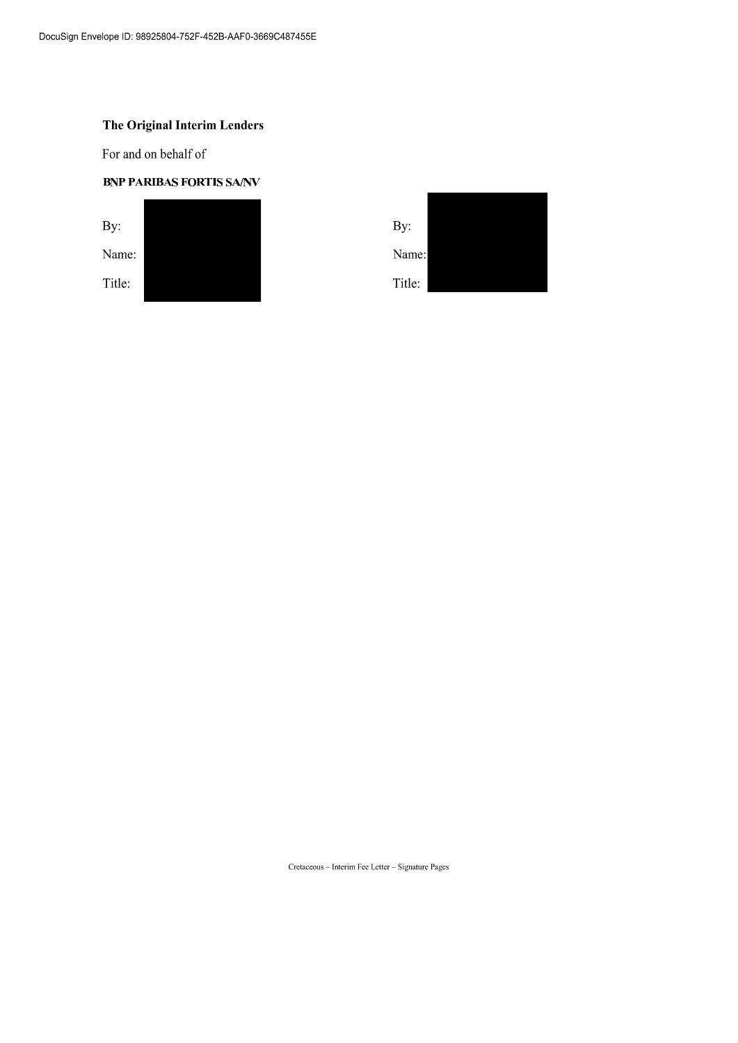**The Original Interim Lenders**

For and on behalf of

**BNP PARIBAS FORTIS SA/NV**

By:

Name:

Title:

By:

Name:

Title: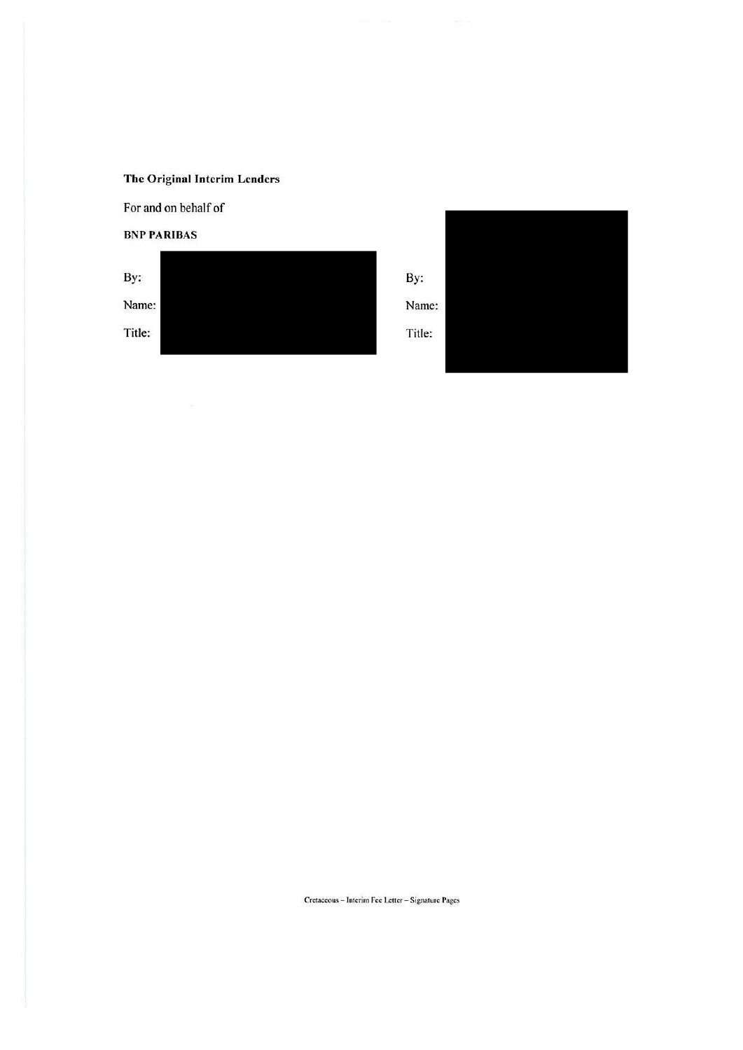**The Original Interim Lenders**

For and on behalf of

**BNP PARIBAS**

By:

Name:

Title:

By:

Name:

Title: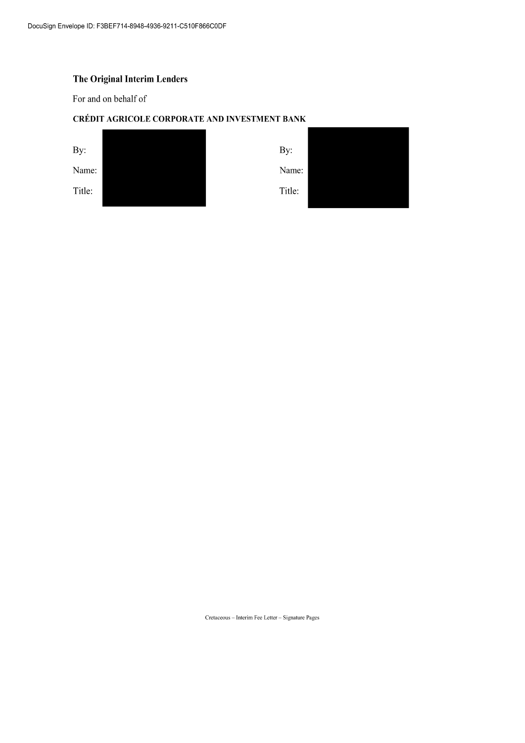**The Original Interim Lenders**

For and on behalf of

**CRÉDIT AGRICOLE CORPORATE AND INVESTMENT BANK**

By:

Name:

Title:

By:

Name:

Title:

Cretaceous – Interim Fee Letter – Signature Pages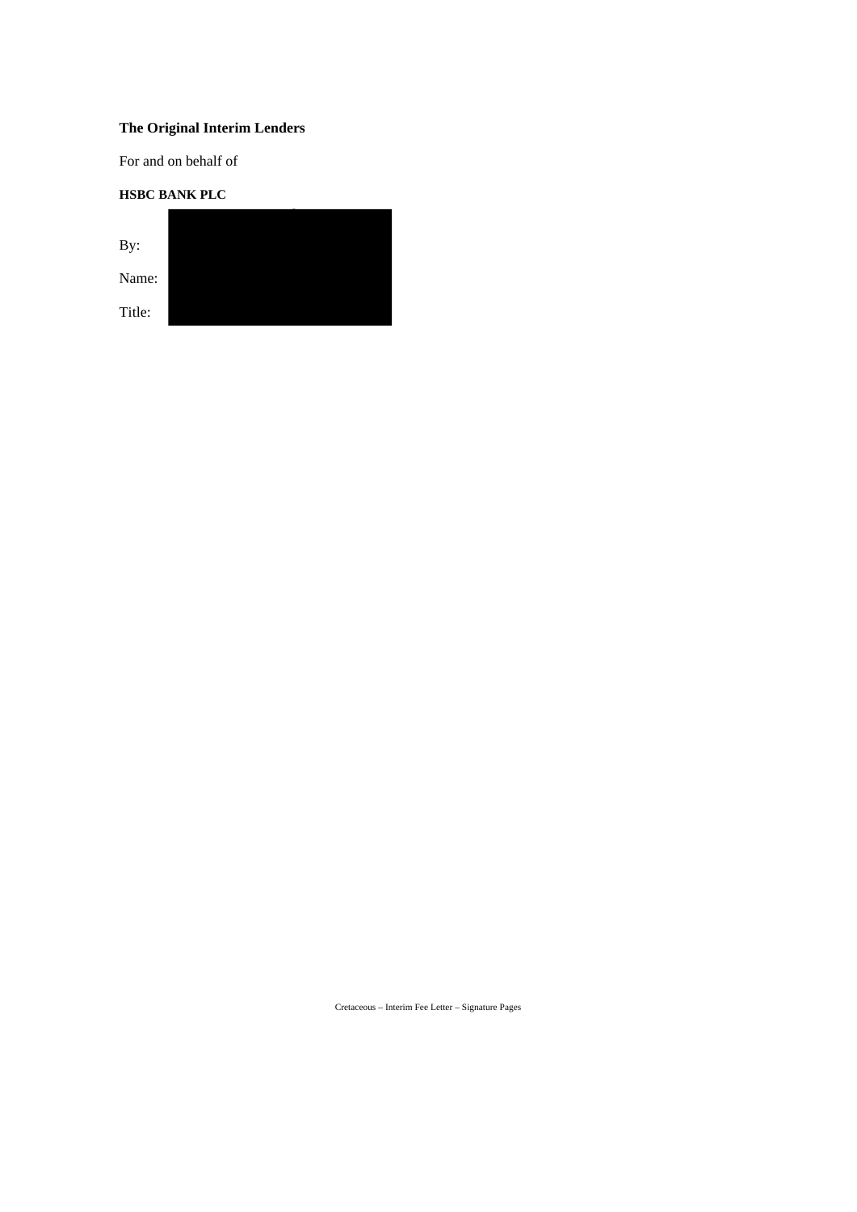**The Original Interim Lenders**

For and on behalf of

**HSBC BANK PLC**

By:

Name:

Title: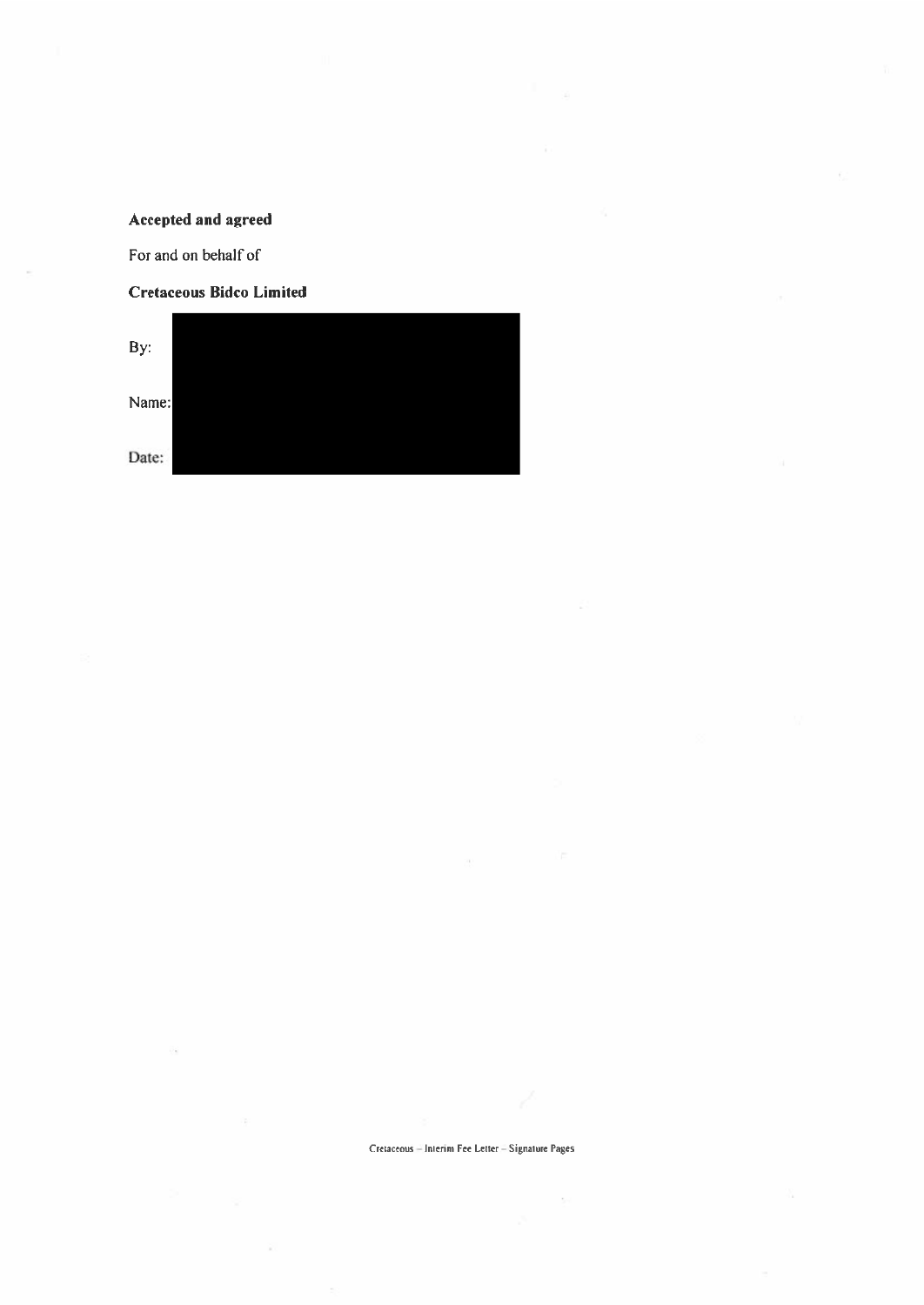**Accepted and agreed**

For and on behalf of

**Cretaceous Bidco Limited**

By:

Name:

Date:

Cretaceous – Interim Fee Letter – Signature Pages